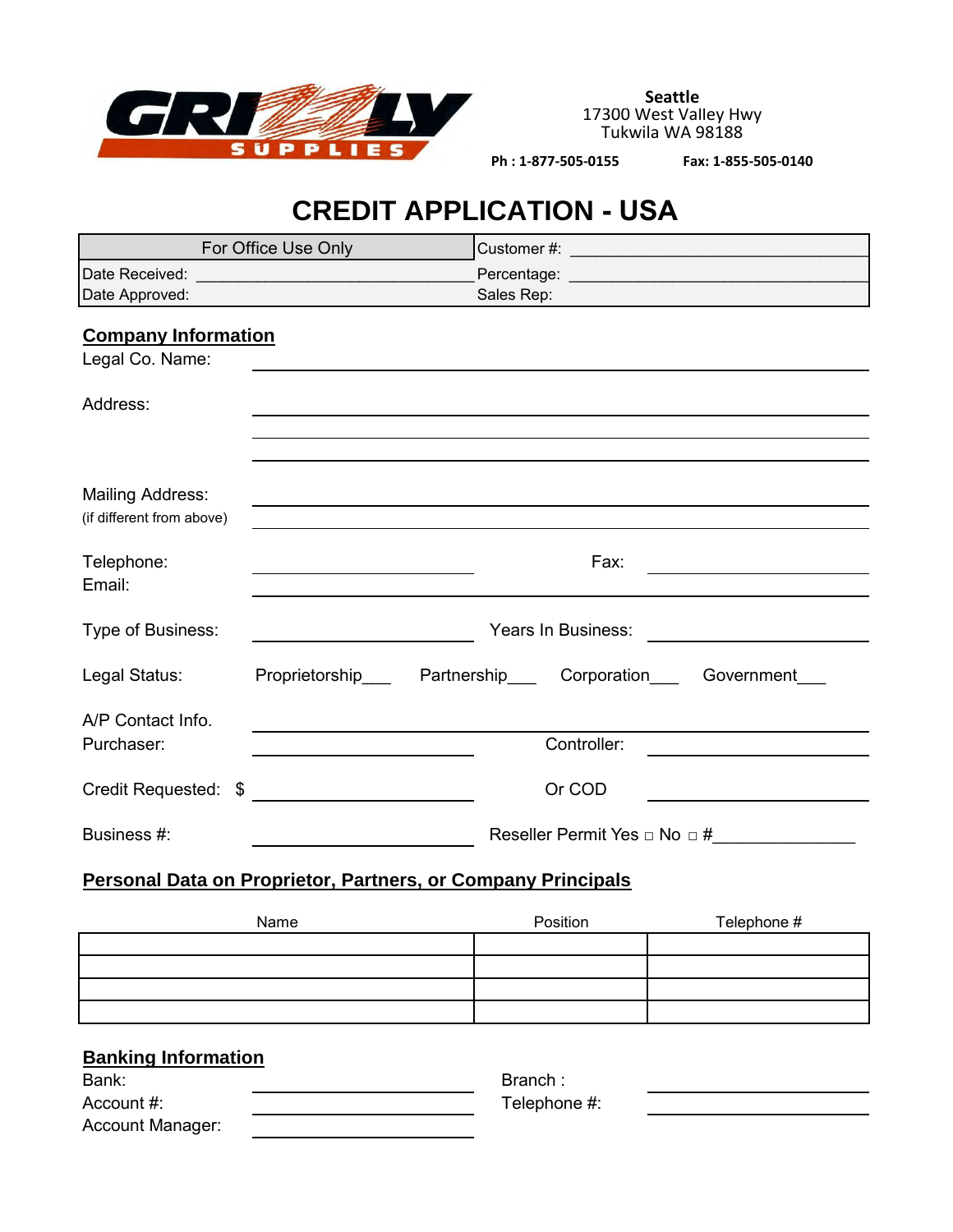GRIZZLY SUPPLIES

**Seattle**
17300 West Valley Hwy
Tukwila WA 98188

**Ph : 1-877-505-0155** **Fax: 1-855-505-0140**

# CREDIT APPLICATION - USA

| For Office Use Only | Customer #: ________________ |
|---|---|
| Date Received: ________________ | Percentage: ________________ |
| Date Approved: | Sales Rep: |

## Company Information

Legal Co. Name: ________________

Address: ________________

________________

________________

Mailing Address: ________________
(if different from above) ________________

Telephone: ________________ Fax: ________________
Email: ________________

Type of Business: ________________ Years In Business: ________________

Legal Status: Proprietorship___ Partnership___ Corporation___ Government___

A/P Contact Info. ________________
Purchaser: ________________ Controller: ________________

Credit Requested: $ ________________ Or COD ________________

Business #: ________________ Reseller Permit Yes □ No □ #______________

## Personal Data on Proprietor, Partners, or Company Principals

| Name | Position | Telephone # |
|---|---|---|
| | | |
| | | |
| | | |
| | | |

## Banking Information

Bank: ________________ Branch : ________________
Account #: ________________ Telephone #: ________________
Account Manager: ________________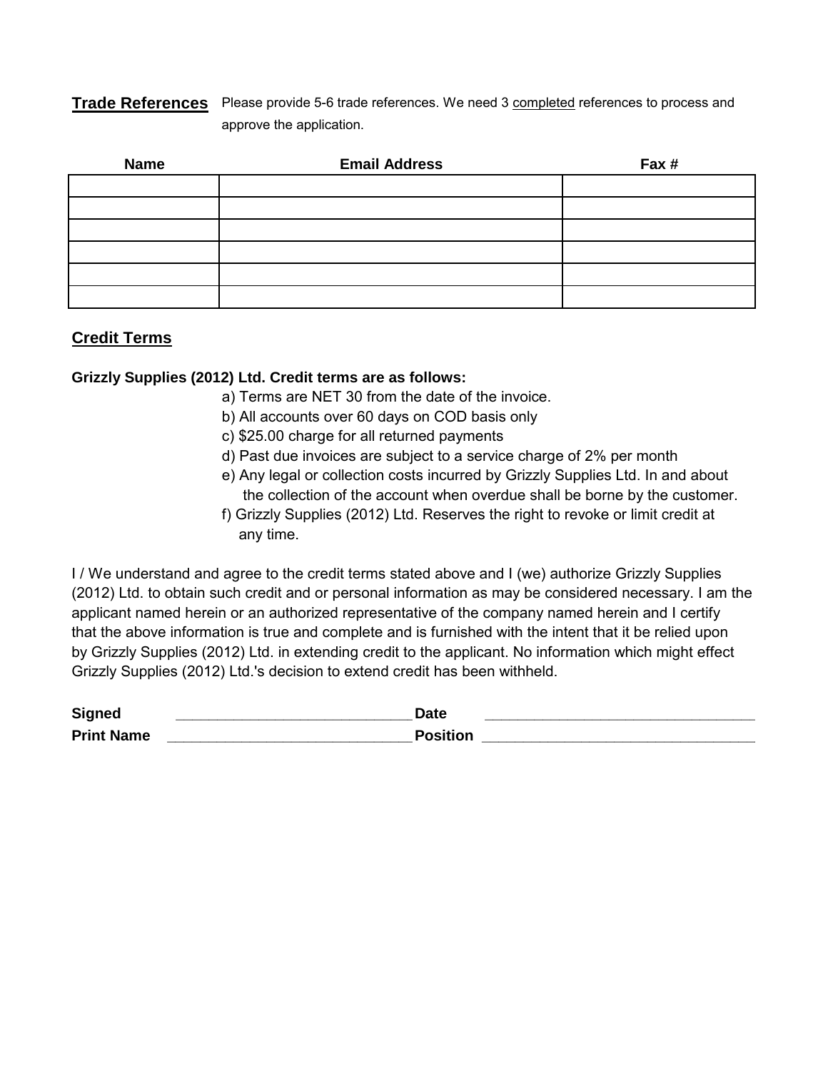## Trade References

Please provide 5-6 trade references. We need 3 completed references to process and approve the application.

| Name | Email Address | Fax # |
|---|---|---|
| | | |
| | | |
| | | |
| | | |
| | | |
| | | |

## Credit Terms

**Grizzly Supplies (2012) Ltd. Credit terms are as follows:**

a) Terms are NET 30 from the date of the invoice.
b) All accounts over 60 days on COD basis only
c) $25.00 charge for all returned payments
d) Past due invoices are subject to a service charge of 2% per month
e) Any legal or collection costs incurred by Grizzly Supplies Ltd. In and about the collection of the account when overdue shall be borne by the customer.
f) Grizzly Supplies (2012) Ltd. Reserves the right to revoke or limit credit at any time.

I / We understand and agree to the credit terms stated above and I (we) authorize Grizzly Supplies (2012) Ltd. to obtain such credit and or personal information as may be considered necessary. I am the applicant named herein or an authorized representative of the company named herein and I certify that the above information is true and complete and is furnished with the intent that it be relied upon by Grizzly Supplies (2012) Ltd. in extending credit to the applicant. No information which might effect Grizzly Supplies (2012) Ltd.'s decision to extend credit has been withheld.

**Signed** ______________________________ **Date** ___________________________________

**Print Name** ______________________________ **Position** ___________________________________